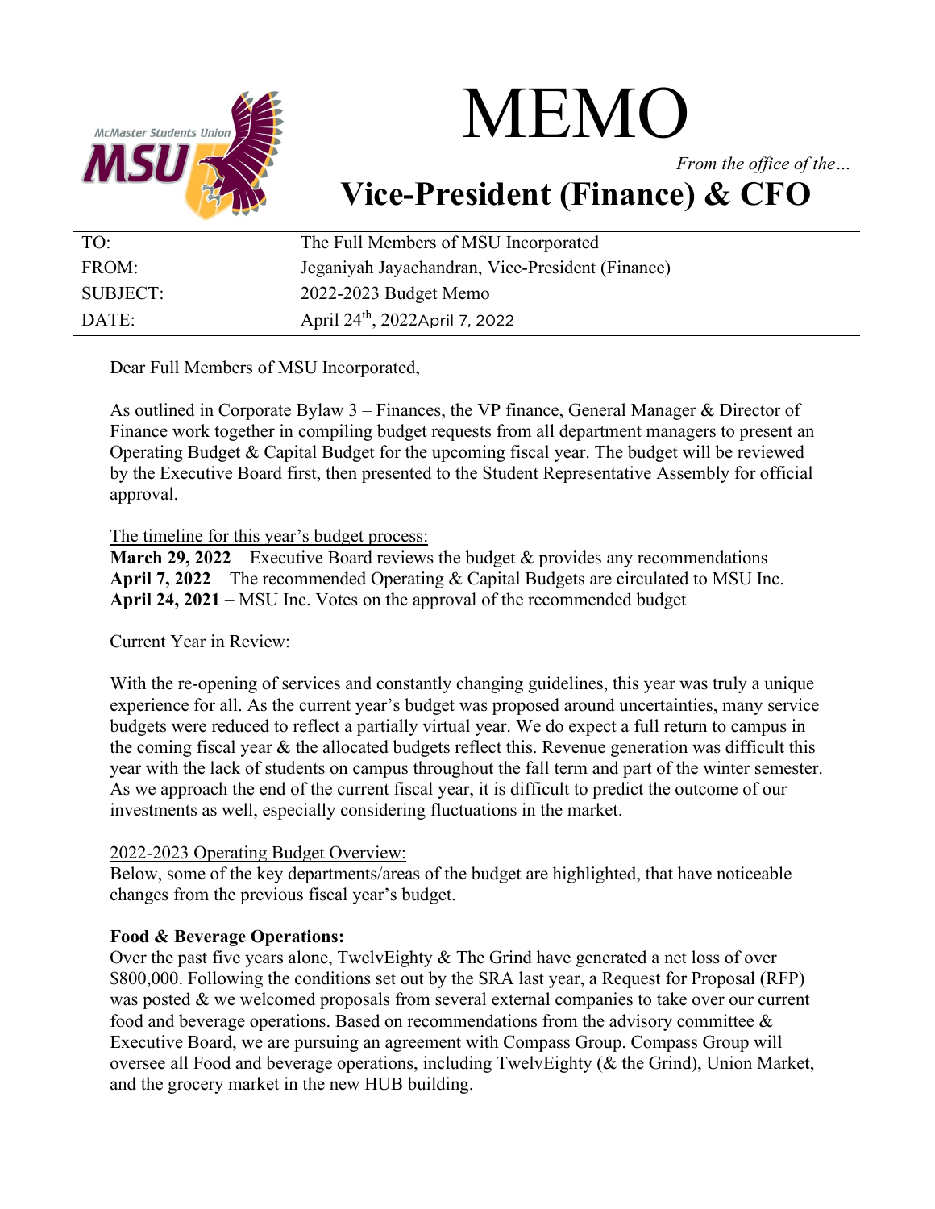# MEMO

*From the office of the…*

## Vice-President (Finance) & CFO

| | |
|---|---|
| TO: | The Full Members of MSU Incorporated |
| FROM: | Jeganiyah Jayachandran, Vice-President (Finance) |
| SUBJECT: | 2022-2023 Budget Memo |
| DATE: | April 24th, 2022April 7, 2022 |

Dear Full Members of MSU Incorporated,

As outlined in Corporate Bylaw 3 – Finances, the VP finance, General Manager & Director of Finance work together in compiling budget requests from all department managers to present an Operating Budget & Capital Budget for the upcoming fiscal year. The budget will be reviewed by the Executive Board first, then presented to the Student Representative Assembly for official approval.

The timeline for this year's budget process:

**March 29, 2022** – Executive Board reviews the budget & provides any recommendations
**April 7, 2022** – The recommended Operating & Capital Budgets are circulated to MSU Inc.
**April 24, 2021** – MSU Inc. Votes on the approval of the recommended budget

Current Year in Review:

With the re-opening of services and constantly changing guidelines, this year was truly a unique experience for all. As the current year's budget was proposed around uncertainties, many service budgets were reduced to reflect a partially virtual year. We do expect a full return to campus in the coming fiscal year & the allocated budgets reflect this. Revenue generation was difficult this year with the lack of students on campus throughout the fall term and part of the winter semester. As we approach the end of the current fiscal year, it is difficult to predict the outcome of our investments as well, especially considering fluctuations in the market.

2022-2023 Operating Budget Overview:

Below, some of the key departments/areas of the budget are highlighted, that have noticeable changes from the previous fiscal year's budget.

**Food & Beverage Operations:**

Over the past five years alone, TwelvEighty & The Grind have generated a net loss of over $800,000. Following the conditions set out by the SRA last year, a Request for Proposal (RFP) was posted & we welcomed proposals from several external companies to take over our current food and beverage operations. Based on recommendations from the advisory committee & Executive Board, we are pursuing an agreement with Compass Group. Compass Group will oversee all Food and beverage operations, including TwelvEighty (& the Grind), Union Market, and the grocery market in the new HUB building.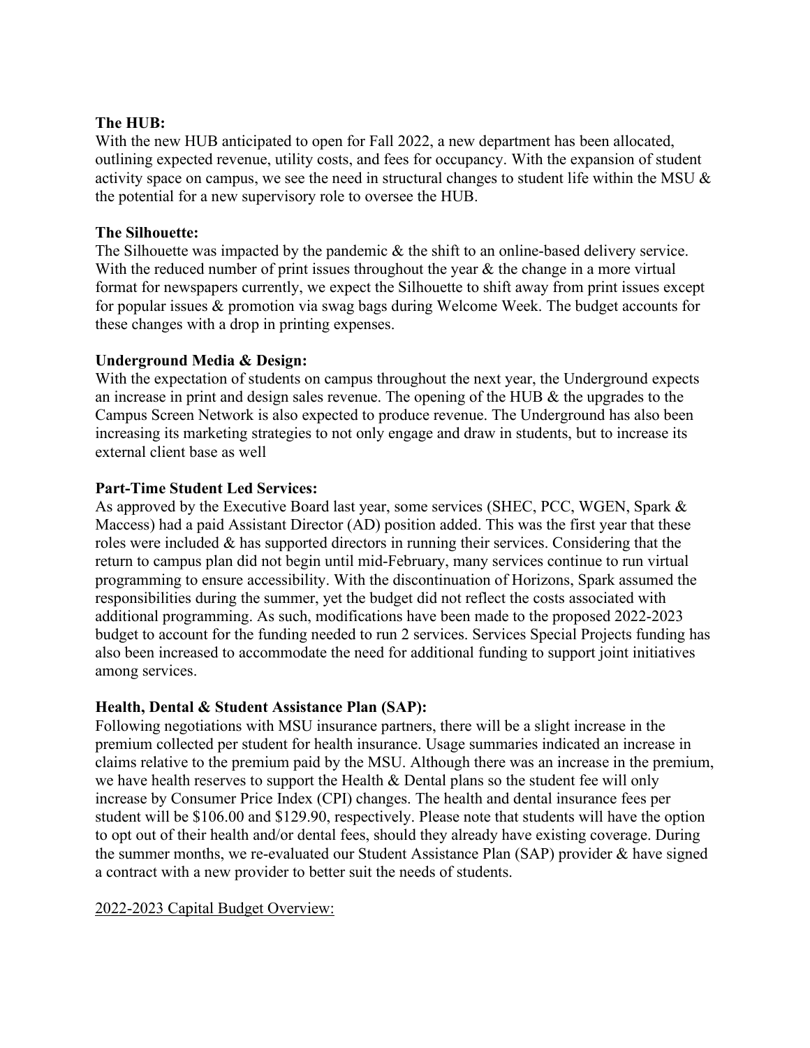**The HUB:**
With the new HUB anticipated to open for Fall 2022, a new department has been allocated, outlining expected revenue, utility costs, and fees for occupancy. With the expansion of student activity space on campus, we see the need in structural changes to student life within the MSU & the potential for a new supervisory role to oversee the HUB.

**The Silhouette:**
The Silhouette was impacted by the pandemic & the shift to an online-based delivery service. With the reduced number of print issues throughout the year & the change in a more virtual format for newspapers currently, we expect the Silhouette to shift away from print issues except for popular issues & promotion via swag bags during Welcome Week. The budget accounts for these changes with a drop in printing expenses.

**Underground Media & Design:**
With the expectation of students on campus throughout the next year, the Underground expects an increase in print and design sales revenue. The opening of the HUB & the upgrades to the Campus Screen Network is also expected to produce revenue. The Underground has also been increasing its marketing strategies to not only engage and draw in students, but to increase its external client base as well

**Part-Time Student Led Services:**
As approved by the Executive Board last year, some services (SHEC, PCC, WGEN, Spark & Maccess) had a paid Assistant Director (AD) position added. This was the first year that these roles were included & has supported directors in running their services. Considering that the return to campus plan did not begin until mid-February, many services continue to run virtual programming to ensure accessibility. With the discontinuation of Horizons, Spark assumed the responsibilities during the summer, yet the budget did not reflect the costs associated with additional programming. As such, modifications have been made to the proposed 2022-2023 budget to account for the funding needed to run 2 services. Services Special Projects funding has also been increased to accommodate the need for additional funding to support joint initiatives among services.

**Health, Dental & Student Assistance Plan (SAP):**
Following negotiations with MSU insurance partners, there will be a slight increase in the premium collected per student for health insurance. Usage summaries indicated an increase in claims relative to the premium paid by the MSU. Although there was an increase in the premium, we have health reserves to support the Health & Dental plans so the student fee will only increase by Consumer Price Index (CPI) changes. The health and dental insurance fees per student will be $106.00 and $129.90, respectively. Please note that students will have the option to opt out of their health and/or dental fees, should they already have existing coverage. During the summer months, we re-evaluated our Student Assistance Plan (SAP) provider & have signed a contract with a new provider to better suit the needs of students.

<u>2022-2023 Capital Budget Overview:</u>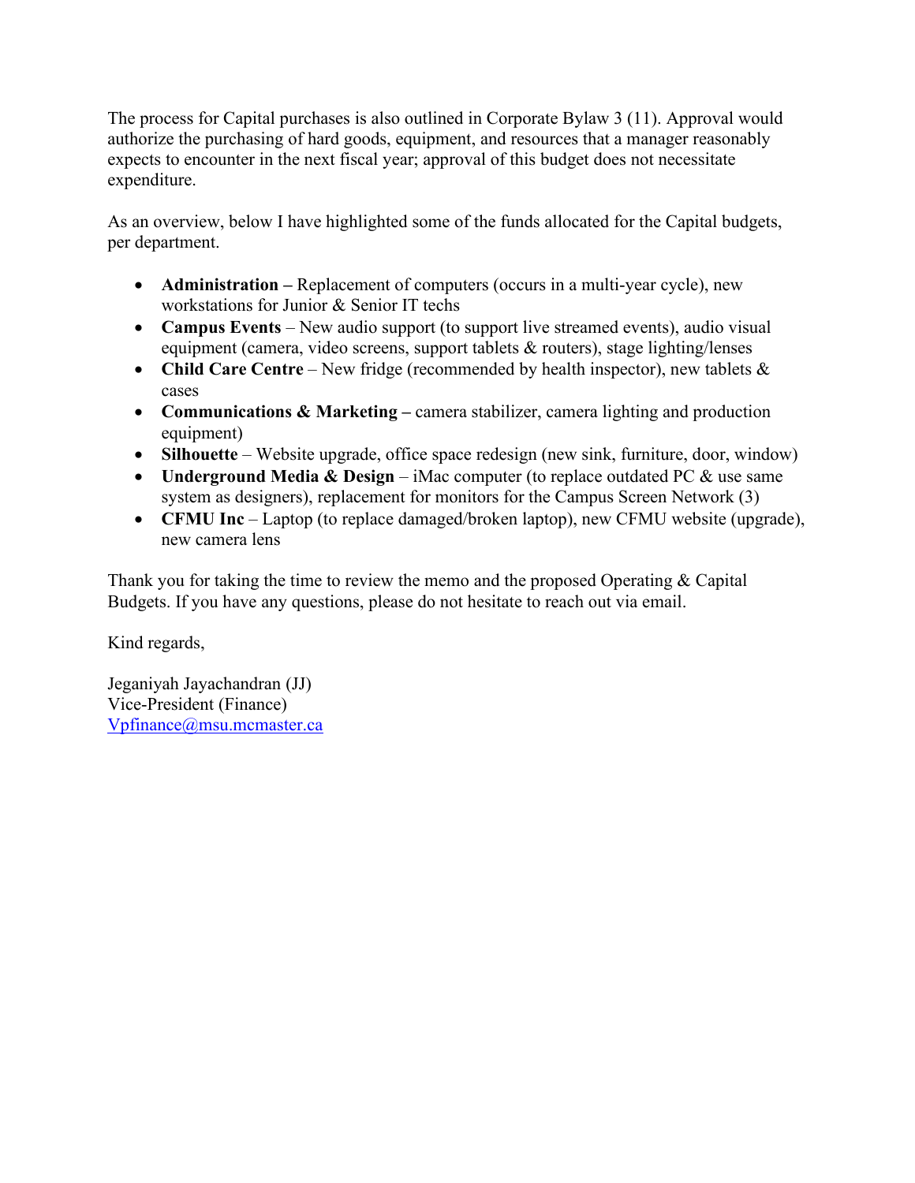The process for Capital purchases is also outlined in Corporate Bylaw 3 (11). Approval would authorize the purchasing of hard goods, equipment, and resources that a manager reasonably expects to encounter in the next fiscal year; approval of this budget does not necessitate expenditure.

As an overview, below I have highlighted some of the funds allocated for the Capital budgets, per department.

- **Administration –** Replacement of computers (occurs in a multi-year cycle), new workstations for Junior & Senior IT techs
- **Campus Events** – New audio support (to support live streamed events), audio visual equipment (camera, video screens, support tablets & routers), stage lighting/lenses
- **Child Care Centre** – New fridge (recommended by health inspector), new tablets & cases
- **Communications & Marketing –** camera stabilizer, camera lighting and production equipment)
- **Silhouette** – Website upgrade, office space redesign (new sink, furniture, door, window)
- **Underground Media & Design** – iMac computer (to replace outdated PC & use same system as designers), replacement for monitors for the Campus Screen Network (3)
- **CFMU Inc** – Laptop (to replace damaged/broken laptop), new CFMU website (upgrade), new camera lens

Thank you for taking the time to review the memo and the proposed Operating & Capital Budgets. If you have any questions, please do not hesitate to reach out via email.

Kind regards,

Jeganiyah Jayachandran (JJ)
Vice-President (Finance)
Vpfinance@msu.mcmaster.ca